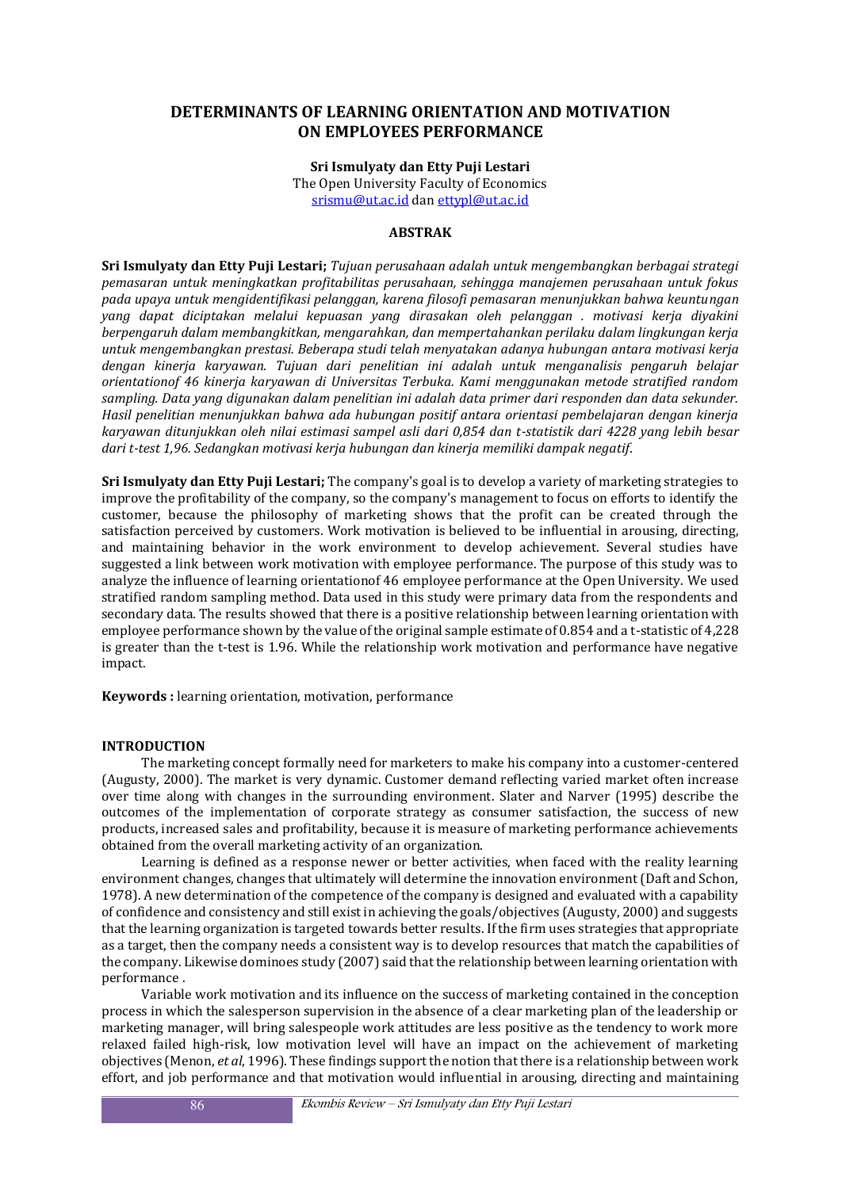# DETERMINANTS OF LEARNING ORIENTATION AND MOTIVATION ON EMPLOYEES PERFORMANCE

**Sri Ismulyaty dan Etty Puji Lestari**
The Open University Faculty of Economics
srismu@ut.ac.id dan ettypl@ut.ac.id

## ABSTRAK

**Sri Ismulyaty dan Etty Puji Lestari;** *Tujuan perusahaan adalah untuk mengembangkan berbagai strategi pemasaran untuk meningkatkan profitabilitas perusahaan, sehingga manajemen perusahaan untuk fokus pada upaya untuk mengidentifikasi pelanggan, karena filosofi pemasaran menunjukkan bahwa keuntungan yang dapat diciptakan melalui kepuasan yang dirasakan oleh pelanggan . motivasi kerja diyakini berpengaruh dalam membangkitkan, mengarahkan, dan mempertahankan perilaku dalam lingkungan kerja untuk mengembangkan prestasi. Beberapa studi telah menyatakan adanya hubungan antara motivasi kerja dengan kinerja karyawan. Tujuan dari penelitian ini adalah untuk menganalisis pengaruh belajar orientationof 46 kinerja karyawan di Universitas Terbuka. Kami menggunakan metode stratified random sampling. Data yang digunakan dalam penelitian ini adalah data primer dari responden dan data sekunder. Hasil penelitian menunjukkan bahwa ada hubungan positif antara orientasi pembelajaran dengan kinerja karyawan ditunjukkan oleh nilai estimasi sampel asli dari 0,854 dan t-statistik dari 4228 yang lebih besar dari t-test 1,96. Sedangkan motivasi kerja hubungan dan kinerja memiliki dampak negatif.*

**Sri Ismulyaty dan Etty Puji Lestari;** The company's goal is to develop a variety of marketing strategies to improve the profitability of the company, so the company's management to focus on efforts to identify the customer, because the philosophy of marketing shows that the profit can be created through the satisfaction perceived by customers. Work motivation is believed to be influential in arousing, directing, and maintaining behavior in the work environment to develop achievement. Several studies have suggested a link between work motivation with employee performance. The purpose of this study was to analyze the influence of learning orientationof 46 employee performance at the Open University. We used stratified random sampling method. Data used in this study were primary data from the respondents and secondary data. The results showed that there is a positive relationship between learning orientation with employee performance shown by the value of the original sample estimate of 0.854 and a t-statistic of 4,228 is greater than the t-test is 1.96. While the relationship work motivation and performance have negative impact.

**Keywords :** learning orientation, motivation, performance

## INTRODUCTION

The marketing concept formally need for marketers to make his company into a customer-centered (Augusty, 2000). The market is very dynamic. Customer demand reflecting varied market often increase over time along with changes in the surrounding environment. Slater and Narver (1995) describe the outcomes of the implementation of corporate strategy as consumer satisfaction, the success of new products, increased sales and profitability, because it is measure of marketing performance achievements obtained from the overall marketing activity of an organization.

Learning is defined as a response newer or better activities, when faced with the reality learning environment changes, changes that ultimately will determine the innovation environment (Daft and Schon, 1978). A new determination of the competence of the company is designed and evaluated with a capability of confidence and consistency and still exist in achieving the goals/objectives (Augusty, 2000) and suggests that the learning organization is targeted towards better results. If the firm uses strategies that appropriate as a target, then the company needs a consistent way is to develop resources that match the capabilities of the company. Likewise dominoes study (2007) said that the relationship between learning orientation with performance .

Variable work motivation and its influence on the success of marketing contained in the conception process in which the salesperson supervision in the absence of a clear marketing plan of the leadership or marketing manager, will bring salespeople work attitudes are less positive as the tendency to work more relaxed failed high-risk, low motivation level will have an impact on the achievement of marketing objectives (Menon, *et al*, 1996). These findings support the notion that there is a relationship between work effort, and job performance and that motivation would influential in arousing, directing and maintaining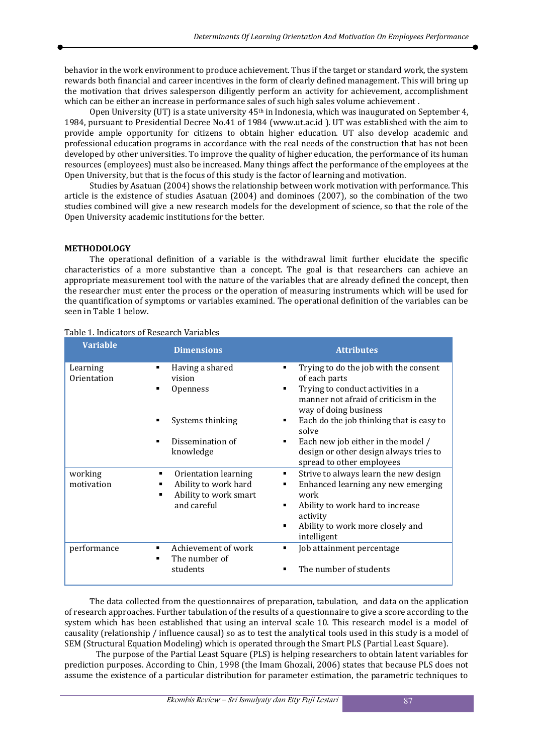behavior in the work environment to produce achievement. Thus if the target or standard work, the system rewards both financial and career incentives in the form of clearly defined management. This will bring up the motivation that drives salesperson diligently perform an activity for achievement, accomplishment which can be either an increase in performance sales of such high sales volume achievement .

Open University (UT) is a state university 45th in Indonesia, which was inaugurated on September 4, 1984, pursuant to Presidential Decree No.41 of 1984 (www.ut.ac.id ). UT was established with the aim to provide ample opportunity for citizens to obtain higher education. UT also develop academic and professional education programs in accordance with the real needs of the construction that has not been developed by other universities. To improve the quality of higher education, the performance of its human resources (employees) must also be increased. Many things affect the performance of the employees at the Open University, but that is the focus of this study is the factor of learning and motivation.

Studies by Asatuan (2004) shows the relationship between work motivation with performance. This article is the existence of studies Asatuan (2004) and dominoes (2007), so the combination of the two studies combined will give a new research models for the development of science, so that the role of the Open University academic institutions for the better.

## METHODOLOGY

The operational definition of a variable is the withdrawal limit further elucidate the specific characteristics of a more substantive than a concept. The goal is that researchers can achieve an appropriate measurement tool with the nature of the variables that are already defined the concept, then the researcher must enter the process or the operation of measuring instruments which will be used for the quantification of symptoms or variables examined. The operational definition of the variables can be seen in Table 1 below.

Table 1. Indicators of Research Variables

| Variable | Dimensions | Attributes |
|---|---|---|
| Learning Orientation | ▪ Having a shared vision<br>▪ Openness<br>▪ Systems thinking<br>▪ Dissemination of knowledge | ▪ Trying to do the job with the consent of each parts<br>▪ Trying to conduct activities in a manner not afraid of criticism in the way of doing business<br>▪ Each do the job thinking that is easy to solve<br>▪ Each new job either in the model / design or other design always tries to spread to other employees |
| working motivation | ▪ Orientation learning<br>▪ Ability to work hard<br>▪ Ability to work smart and careful | ▪ Strive to always learn the new design<br>▪ Enhanced learning any new emerging work<br>▪ Ability to work hard to increase activity<br>▪ Ability to work more closely and intelligent |
| performance | ▪ Achievement of work<br>▪ The number of students | ▪ Job attainment percentage<br>▪ The number of students |

The data collected from the questionnaires of preparation, tabulation, and data on the application of research approaches. Further tabulation of the results of a questionnaire to give a score according to the system which has been established that using an interval scale 10. This research model is a model of causality (relationship / influence causal) so as to test the analytical tools used in this study is a model of SEM (Structural Equation Modeling) which is operated through the Smart PLS (Partial Least Square).

The purpose of the Partial Least Square (PLS) is helping researchers to obtain latent variables for prediction purposes. According to Chin, 1998 (the Imam Ghozali, 2006) states that because PLS does not assume the existence of a particular distribution for parameter estimation, the parametric techniques to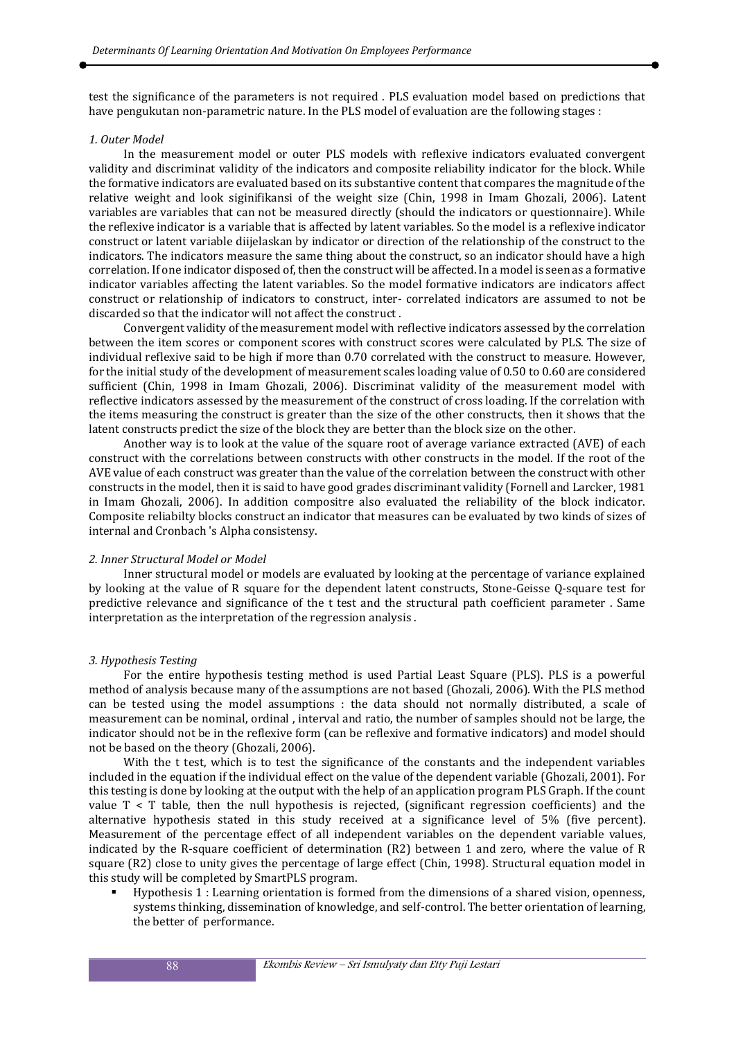test the significance of the parameters is not required . PLS evaluation model based on predictions that have pengukutan non-parametric nature. In the PLS model of evaluation are the following stages :

*1. Outer Model*

In the measurement model or outer PLS models with reflexive indicators evaluated convergent validity and discriminat validity of the indicators and composite reliability indicator for the block. While the formative indicators are evaluated based on its substantive content that compares the magnitude of the relative weight and look siginifikansi of the weight size (Chin, 1998 in Imam Ghozali, 2006). Latent variables are variables that can not be measured directly (should the indicators or questionnaire). While the reflexive indicator is a variable that is affected by latent variables. So the model is a reflexive indicator construct or latent variable diijelaskan by indicator or direction of the relationship of the construct to the indicators. The indicators measure the same thing about the construct, so an indicator should have a high correlation. If one indicator disposed of, then the construct will be affected. In a model is seen as a formative indicator variables affecting the latent variables. So the model formative indicators are indicators affect construct or relationship of indicators to construct, inter- correlated indicators are assumed to not be discarded so that the indicator will not affect the construct .

Convergent validity of the measurement model with reflective indicators assessed by the correlation between the item scores or component scores with construct scores were calculated by PLS. The size of individual reflexive said to be high if more than 0.70 correlated with the construct to measure. However, for the initial study of the development of measurement scales loading value of 0.50 to 0.60 are considered sufficient (Chin, 1998 in Imam Ghozali, 2006). Discriminat validity of the measurement model with reflective indicators assessed by the measurement of the construct of cross loading. If the correlation with the items measuring the construct is greater than the size of the other constructs, then it shows that the latent constructs predict the size of the block they are better than the block size on the other.

Another way is to look at the value of the square root of average variance extracted (AVE) of each construct with the correlations between constructs with other constructs in the model. If the root of the AVE value of each construct was greater than the value of the correlation between the construct with other constructs in the model, then it is said to have good grades discriminant validity (Fornell and Larcker, 1981 in Imam Ghozali, 2006). In addition compositre also evaluated the reliability of the block indicator. Composite reliabilty blocks construct an indicator that measures can be evaluated by two kinds of sizes of internal and Cronbach 's Alpha consistensy.

*2. Inner Structural Model or Model*

Inner structural model or models are evaluated by looking at the percentage of variance explained by looking at the value of R square for the dependent latent constructs, Stone-Geisse Q-square test for predictive relevance and significance of the t test and the structural path coefficient parameter . Same interpretation as the interpretation of the regression analysis .

*3. Hypothesis Testing*

For the entire hypothesis testing method is used Partial Least Square (PLS). PLS is a powerful method of analysis because many of the assumptions are not based (Ghozali, 2006). With the PLS method can be tested using the model assumptions : the data should not normally distributed, a scale of measurement can be nominal, ordinal , interval and ratio, the number of samples should not be large, the indicator should not be in the reflexive form (can be reflexive and formative indicators) and model should not be based on the theory (Ghozali, 2006).

With the t test, which is to test the significance of the constants and the independent variables included in the equation if the individual effect on the value of the dependent variable (Ghozali, 2001). For this testing is done by looking at the output with the help of an application program PLS Graph. If the count value $T < T$ table, then the null hypothesis is rejected, (significant regression coefficients) and the alternative hypothesis stated in this study received at a significance level of 5% (five percent). Measurement of the percentage effect of all independent variables on the dependent variable values, indicated by the R-square coefficient of determination ($R^2$) between 1 and zero, where the value of R square ($R^2$) close to unity gives the percentage of large effect (Chin, 1998). Structural equation model in this study will be completed by SmartPLS program.

- Hypothesis 1 : Learning orientation is formed from the dimensions of a shared vision, openness, systems thinking, dissemination of knowledge, and self-control. The better orientation of learning, the better of performance.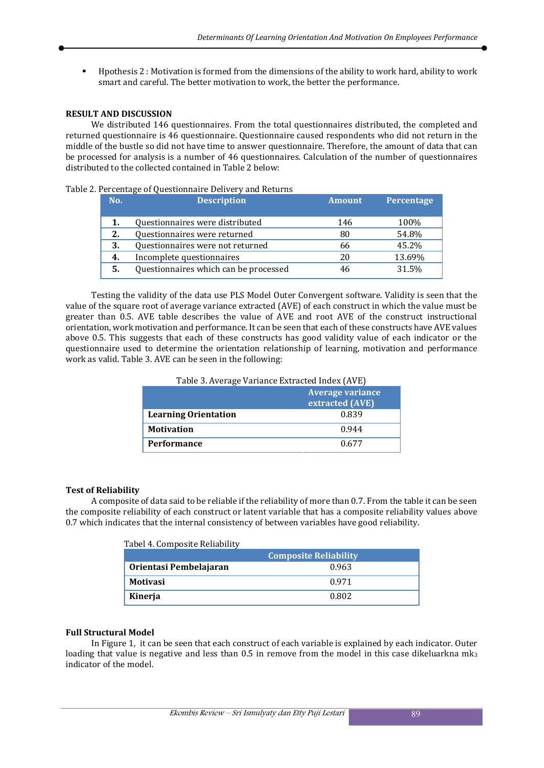- Hpothesis 2 : Motivation is formed from the dimensions of the ability to work hard, ability to work smart and careful. The better motivation to work, the better the performance.

## RESULT AND DISCUSSION

We distributed 146 questionnaires. From the total questionnaires distributed, the completed and returned questionnaire is 46 questionnaire. Questionnaire caused respondents who did not return in the middle of the bustle so did not have time to answer questionnaire. Therefore, the amount of data that can be processed for analysis is a number of 46 questionnaires. Calculation of the number of questionnaires distributed to the collected contained in Table 2 below:

Table 2. Percentage of Questionnaire Delivery and Returns

| No. | Description | Amount | Percentage |
|---|---|---|---|
| 1. | Questionnaires were distributed | 146 | 100% |
| 2. | Questionnaires were returned | 80 | 54.8% |
| 3. | Questionnaires were not returned | 66 | 45.2% |
| 4. | Incomplete questionnaires | 20 | 13.69% |
| 5. | Questionnaires which can be processed | 46 | 31.5% |

Testing the validity of the data use PLS Model Outer Convergent software. Validity is seen that the value of the square root of average variance extracted (AVE) of each construct in which the value must be greater than 0.5. AVE table describes the value of AVE and root AVE of the construct instructional orientation, work motivation and performance. It can be seen that each of these constructs have AVE values above 0.5. This suggests that each of these constructs has good validity value of each indicator or the questionnaire used to determine the orientation relationship of learning, motivation and performance work as valid. Table 3. AVE can be seen in the following:

Table 3. Average Variance Extracted Index (AVE)

| | Average variance extracted (AVE) |
|---|---|
| **Learning Orientation** | 0.839 |
| **Motivation** | 0.944 |
| **Performance** | 0.677 |

### Test of Reliability

A composite of data said to be reliable if the reliability of more than 0.7. From the table it can be seen the composite reliability of each construct or latent variable that has a composite reliability values above 0.7 which indicates that the internal consistency of between variables have good reliability.

Tabel 4. Composite Reliability

| | Composite Reliability |
|---|---|
| **Orientasi Pembelajaran** | 0.963 |
| **Motivasi** | 0.971 |
| **Kinerja** | 0.802 |

### Full Structural Model

In Figure 1, it can be seen that each construct of each variable is explained by each indicator. Outer loading that value is negative and less than 0.5 in remove from the model in this case dikeluarkna $mk_3$ indicator of the model.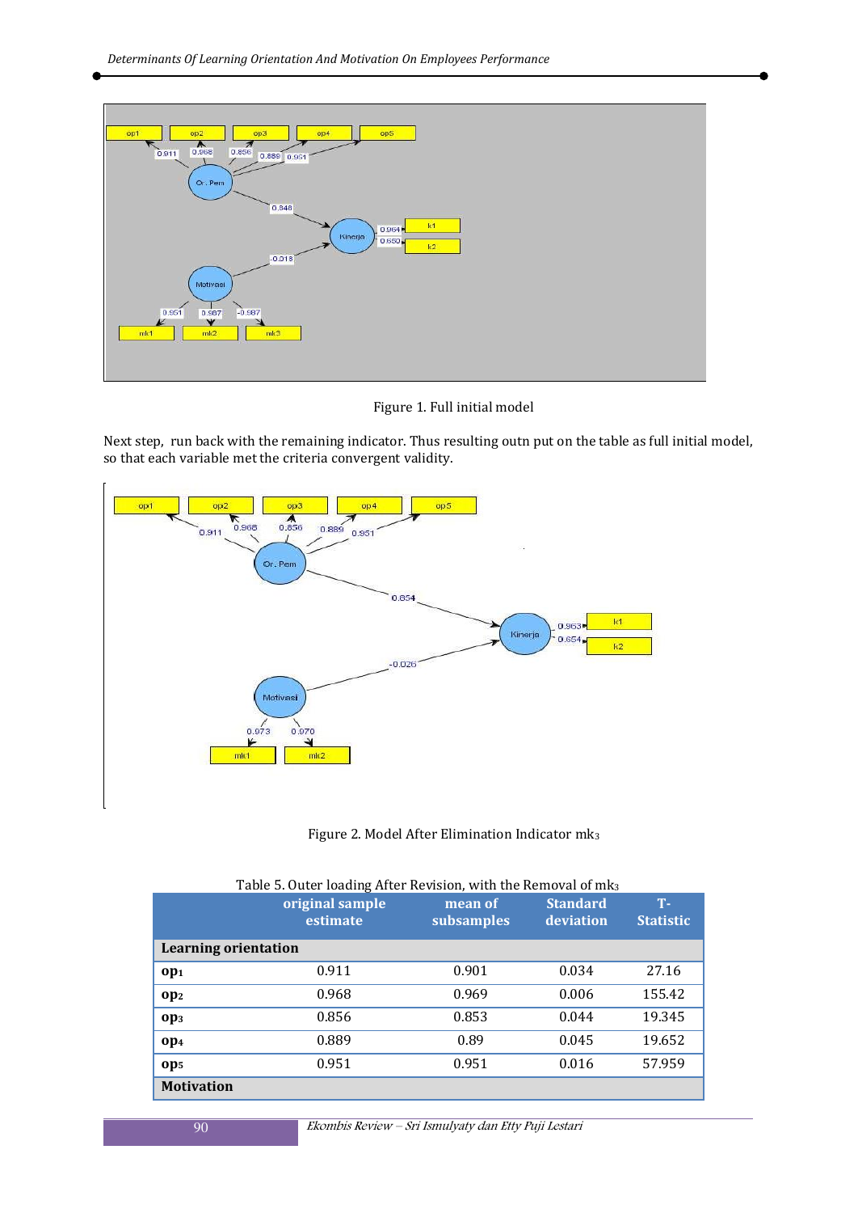Figure 1. Full initial model

Next step, run back with the remaining indicator. Thus resulting outn put on the table as full initial model, so that each variable met the criteria convergent validity.

Figure 2. Model After Elimination Indicator $mk_3$

Table 5. Outer loading After Revision, with the Removal of $mk_3$

| | original sample estimate | mean of subsamples | Standard deviation | T-Statistic |
|---|---|---|---|---|
| **Learning orientation** | | | | |
| **$op_1$** | 0.911 | 0.901 | 0.034 | 27.16 |
| **$op_2$** | 0.968 | 0.969 | 0.006 | 155.42 |
| **$op_3$** | 0.856 | 0.853 | 0.044 | 19.345 |
| **$op_4$** | 0.889 | 0.89 | 0.045 | 19.652 |
| **$op_5$** | 0.951 | 0.951 | 0.016 | 57.959 |
| **Motivation** | | | | |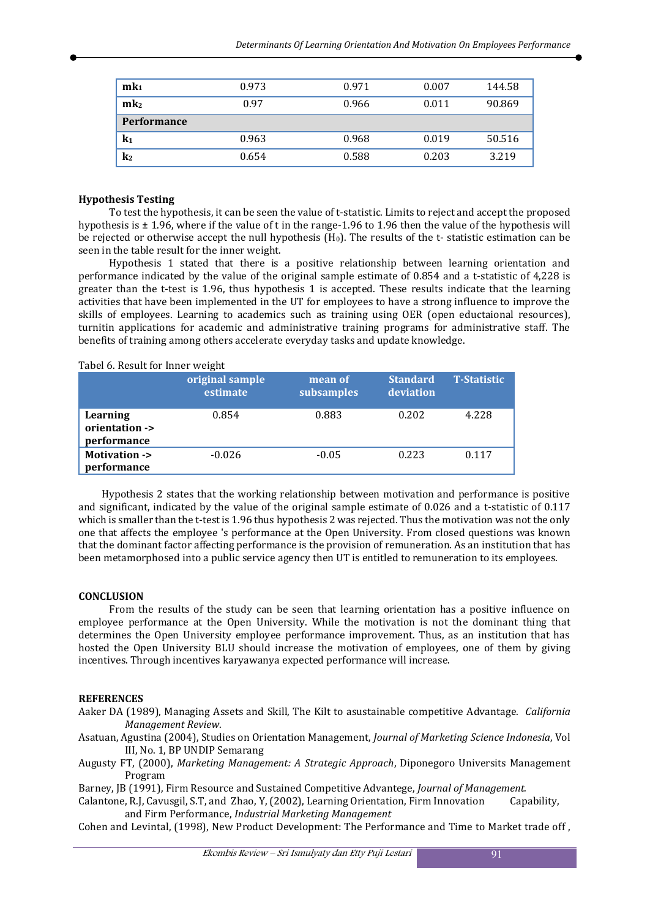| | | | | |
|---|---|---|---|---|
| **$mk_1$** | 0.973 | 0.971 | 0.007 | 144.58 |
| **$mk_2$** | 0.97 | 0.966 | 0.011 | 90.869 |
| **Performance** | | | | |
| **$k_1$** | 0.963 | 0.968 | 0.019 | 50.516 |
| **$k_2$** | 0.654 | 0.588 | 0.203 | 3.219 |

**Hypothesis Testing**

To test the hypothesis, it can be seen the value of t-statistic. Limits to reject and accept the proposed hypothesis is ± 1.96, where if the value of t in the range-1.96 to 1.96 then the value of the hypothesis will be rejected or otherwise accept the null hypothesis ($H_0$). The results of the t- statistic estimation can be seen in the table result for the inner weight.

Hypothesis 1 stated that there is a positive relationship between learning orientation and performance indicated by the value of the original sample estimate of 0.854 and a t-statistic of 4,228 is greater than the t-test is 1.96, thus hypothesis 1 is accepted. These results indicate that the learning activities that have been implemented in the UT for employees to have a strong influence to improve the skills of employees. Learning to academics such as training using OER (open eductaional resources), turnitin applications for academic and administrative training programs for administrative staff. The benefits of training among others accelerate everyday tasks and update knowledge.

Tabel 6. Result for Inner weight

| | original sample estimate | mean of subsamples | Standard deviation | T-Statistic |
|---|---|---|---|---|
| **Learning orientation -> performance** | 0.854 | 0.883 | 0.202 | 4.228 |
| **Motivation -> performance** | -0.026 | -0.05 | 0.223 | 0.117 |

Hypothesis 2 states that the working relationship between motivation and performance is positive and significant, indicated by the value of the original sample estimate of 0.026 and a t-statistic of 0.117 which is smaller than the t-test is 1.96 thus hypothesis 2 was rejected. Thus the motivation was not the only one that affects the employee 's performance at the Open University. From closed questions was known that the dominant factor affecting performance is the provision of remuneration. As an institution that has been metamorphosed into a public service agency then UT is entitled to remuneration to its employees.

**CONCLUSION**

From the results of the study can be seen that learning orientation has a positive influence on employee performance at the Open University. While the motivation is not the dominant thing that determines the Open University employee performance improvement. Thus, as an institution that has hosted the Open University BLU should increase the motivation of employees, one of them by giving incentives. Through incentives karyawanya expected performance will increase.

**REFERENCES**

Aaker DA (1989), Managing Assets and Skill, The Kilt to asustainable competitive Advantage. *California Management Review*.

Asatuan, Agustina (2004), Studies on Orientation Management, *Journal of Marketing Science Indonesia*, Vol III, No. 1, BP UNDIP Semarang

Augusty FT, (2000), *Marketing Management: A Strategic Approach*, Diponegoro Universits Management Program

Barney, JB (1991), Firm Resource and Sustained Competitive Advantege, *Journal of Management.*

Calantone, R.J, Cavusgil, S.T, and Zhao, Y, (2002), Learning Orientation, Firm Innovation Capability, and Firm Performance, *Industrial Marketing Management*

Cohen and Levintal, (1998), New Product Development: The Performance and Time to Market trade off ,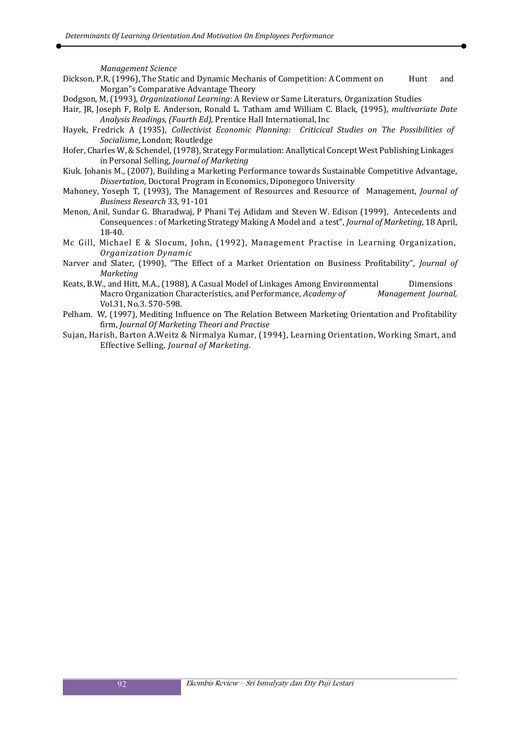*Management Science*

Dickson, P.R, (1996), The Static and Dynamic Mechanis of Competition: A Comment on Hunt and Morgan"s Comparative Advantage Theory

Dodgson, M, (1993), *Organizational Learning*: A Review or Same Literaturs, Organization Studies

Hair, JR, Joseph F, Rolp E. Anderson, Ronald L. Tatham amd William C. Black, (1995), *multivariate Date Analysis Readings, (Fourth Ed),* Prentice Hall International, Inc

Hayek, Fredrick A (1935), *Collectivist Economic Planning: Criticical Studies on The Possibilities of Socialisme*, London; Routledge

Hofer, Charles W, & Schendel, (1978), Strategy Formulation: Anallytical Concept West Publishing Linkages in Personal Selling, *Journal of Marketing*

Kiuk. Johanis M., (2007), Building a Marketing Performance towards Sustainable Competitive Advantage, *Dissertation*, Doctoral Program in Economics, Diponegoro University

Mahoney, Yoseph T, (1993), The Management of Resources and Resource of Management, *Journal of Business Research* 33, 91-101

Menon, Anil, Sundar G. Bharadwaj, P Phani Tej Adidam and Steven W. Edison (1999), Antecedents and Consequences : of Marketing Strategy Making A Model and a test", *Journal of Marketing*, 18 April, 18-40.

Mc Gill, Michael E & Slocum, John, (1992), Management Practise in Learning Organization, *Organization Dynamic*

Narver and Slater, (1990), "The Effect of a Market Orientation on Business Profitability", *Journal of Marketing*

Keats, B.W., and Hitt, M.A., (1988), A Casual Model of Linkages Among Environmental Dimensions Macro Organization Characteristics, and Performance, *Academy of Management Journal,* Vol.31, No.3. 570-598.

Pelham. W, (1997), Mediting Influence on The Relation Between Marketing Orientation and Profitability firm, *Journal Of Marketing Theori and Practise*

Sujan, Harish, Barton A.Weitz & Nirmalya Kumar, (1994), Learning Orientation, Working Smart, and Effective Selling, *Journal of Marketing.*